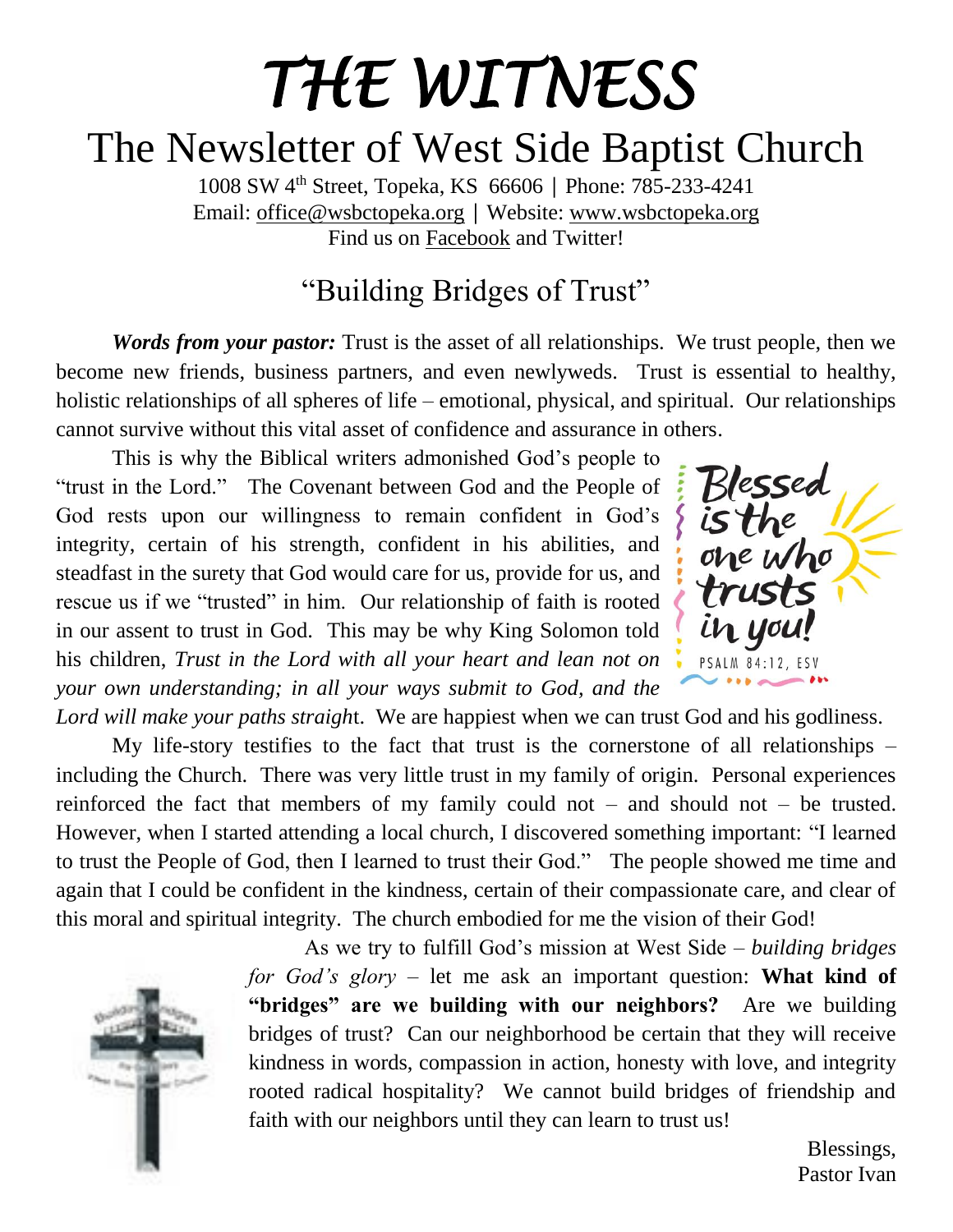# *THE WITNESS*

## The Newsletter of West Side Baptist Church

1008 SW 4th Street, Topeka, KS 66606 | Phone: 785-233-4241
Email: office@wsbctopeka.org | Website: www.wsbctopeka.org
Find us on Facebook and Twitter!

## "Building Bridges of Trust"

***Words from your pastor:*** Trust is the asset of all relationships. We trust people, then we become new friends, business partners, and even newlyweds. Trust is essential to healthy, holistic relationships of all spheres of life – emotional, physical, and spiritual. Our relationships cannot survive without this vital asset of confidence and assurance in others.

This is why the Biblical writers admonished God's people to "trust in the Lord." The Covenant between God and the People of God rests upon our willingness to remain confident in God's integrity, certain of his strength, confident in his abilities, and steadfast in the surety that God would care for us, provide for us, and rescue us if we "trusted" in him. Our relationship of faith is rooted in our assent to trust in God. This may be why King Solomon told his children, *Trust in the Lord with all your heart and lean not on your own understanding; in all your ways submit to God, and the Lord will make your paths straigh*t. We are happiest when we can trust God and his godliness.

My life-story testifies to the fact that trust is the cornerstone of all relationships – including the Church. There was very little trust in my family of origin. Personal experiences reinforced the fact that members of my family could not – and should not – be trusted. However, when I started attending a local church, I discovered something important: "I learned to trust the People of God, then I learned to trust their God." The people showed me time and again that I could be confident in the kindness, certain of their compassionate care, and clear of this moral and spiritual integrity. The church embodied for me the vision of their God!

As we try to fulfill God's mission at West Side – *building bridges for God's glory* – let me ask an important question: **What kind of "bridges" are we building with our neighbors?** Are we building bridges of trust? Can our neighborhood be certain that they will receive kindness in words, compassion in action, honesty with love, and integrity rooted radical hospitality? We cannot build bridges of friendship and faith with our neighbors until they can learn to trust us!

Blessings,
Pastor Ivan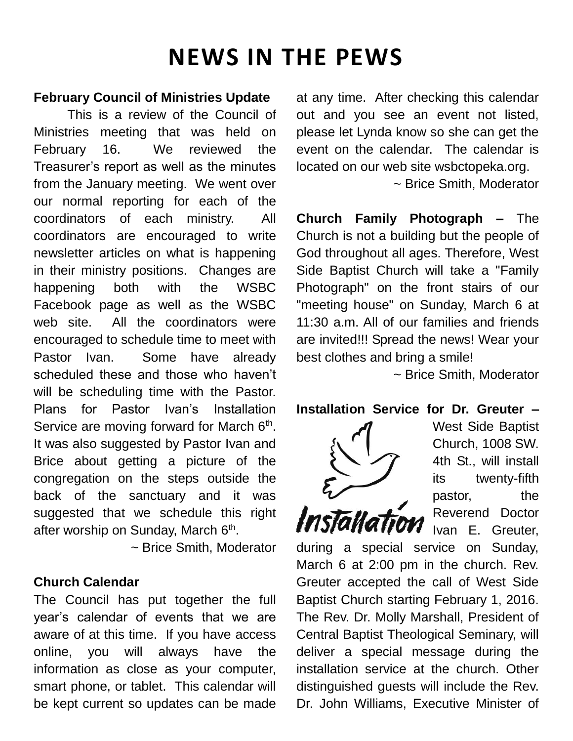# NEWS IN THE PEWS

**February Council of Ministries Update**

This is a review of the Council of Ministries meeting that was held on February 16. We reviewed the Treasurer's report as well as the minutes from the January meeting. We went over our normal reporting for each of the coordinators of each ministry. All coordinators are encouraged to write newsletter articles on what is happening in their ministry positions. Changes are happening both with the WSBC Facebook page as well as the WSBC web site. All the coordinators were encouraged to schedule time to meet with Pastor Ivan. Some have already scheduled these and those who haven't will be scheduling time with the Pastor. Plans for Pastor Ivan's Installation Service are moving forward for March 6th. It was also suggested by Pastor Ivan and Brice about getting a picture of the congregation on the steps outside the back of the sanctuary and it was suggested that we schedule this right after worship on Sunday, March 6th.

~ Brice Smith, Moderator

**Church Calendar**

The Council has put together the full year's calendar of events that we are aware of at this time. If you have access online, you will always have the information as close as your computer, smart phone, or tablet. This calendar will be kept current so updates can be made at any time. After checking this calendar out and you see an event not listed, please let Lynda know so she can get the event on the calendar. The calendar is located on our web site wsbctopeka.org.

~ Brice Smith, Moderator

**Church Family Photograph –** The Church is not a building but the people of God throughout all ages. Therefore, West Side Baptist Church will take a "Family Photograph" on the front stairs of our "meeting house" on Sunday, March 6 at 11:30 a.m. All of our families and friends are invited!!! Spread the news! Wear your best clothes and bring a smile!

~ Brice Smith, Moderator

**Installation Service for Dr. Greuter –** West Side Baptist Church, 1008 SW. 4th St., will install its twenty-fifth pastor, the Reverend Doctor Ivan E. Greuter, during a special service on Sunday, March 6 at 2:00 pm in the church. Rev. Greuter accepted the call of West Side Baptist Church starting February 1, 2016. The Rev. Dr. Molly Marshall, President of Central Baptist Theological Seminary, will deliver a special message during the installation service at the church. Other distinguished guests will include the Rev. Dr. John Williams, Executive Minister of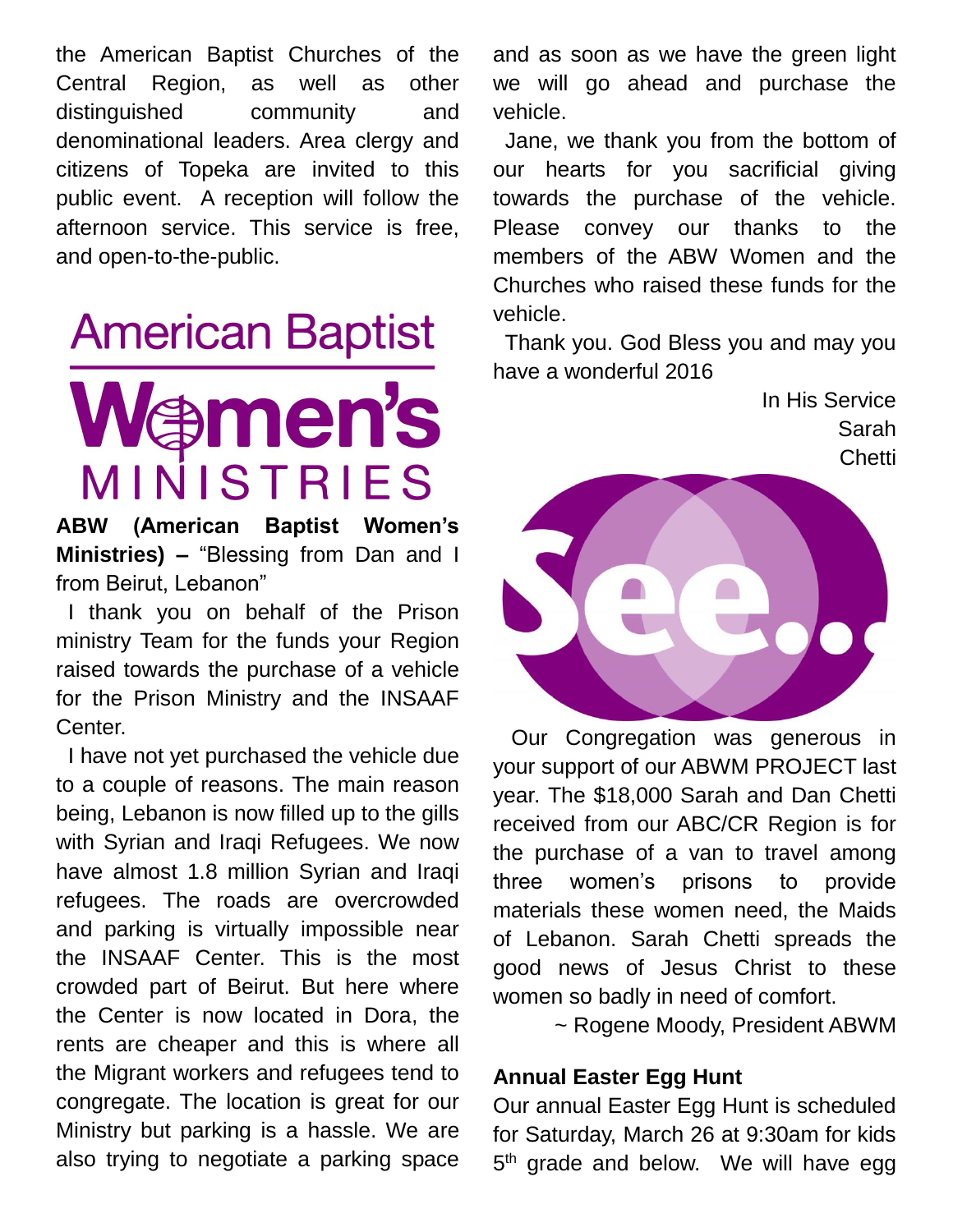the American Baptist Churches of the Central Region, as well as other distinguished community and denominational leaders. Area clergy and citizens of Topeka are invited to this public event. A reception will follow the afternoon service. This service is free, and open-to-the-public.

American Baptist Women's Ministries

**ABW (American Baptist Women's Ministries) –** "Blessing from Dan and I from Beirut, Lebanon"

I thank you on behalf of the Prison ministry Team for the funds your Region raised towards the purchase of a vehicle for the Prison Ministry and the INSAAF Center.

I have not yet purchased the vehicle due to a couple of reasons. The main reason being, Lebanon is now filled up to the gills with Syrian and Iraqi Refugees. We now have almost 1.8 million Syrian and Iraqi refugees. The roads are overcrowded and parking is virtually impossible near the INSAAF Center. This is the most crowded part of Beirut. But here where the Center is now located in Dora, the rents are cheaper and this is where all the Migrant workers and refugees tend to congregate. The location is great for our Ministry but parking is a hassle. We are also trying to negotiate a parking space and as soon as we have the green light we will go ahead and purchase the vehicle.

Jane, we thank you from the bottom of our hearts for you sacrificial giving towards the purchase of the vehicle. Please convey our thanks to the members of the ABW Women and the Churches who raised these funds for the vehicle.

Thank you. God Bless you and may you have a wonderful 2016

In His Service
Sarah Chetti

See...

Our Congregation was generous in your support of our ABWM PROJECT last year. The $18,000 Sarah and Dan Chetti received from our ABC/CR Region is for the purchase of a van to travel among three women's prisons to provide materials these women need, the Maids of Lebanon. Sarah Chetti spreads the good news of Jesus Christ to these women so badly in need of comfort.

~ Rogene Moody, President ABWM

**Annual Easter Egg Hunt**

Our annual Easter Egg Hunt is scheduled for Saturday, March 26 at 9:30am for kids 5th grade and below. We will have egg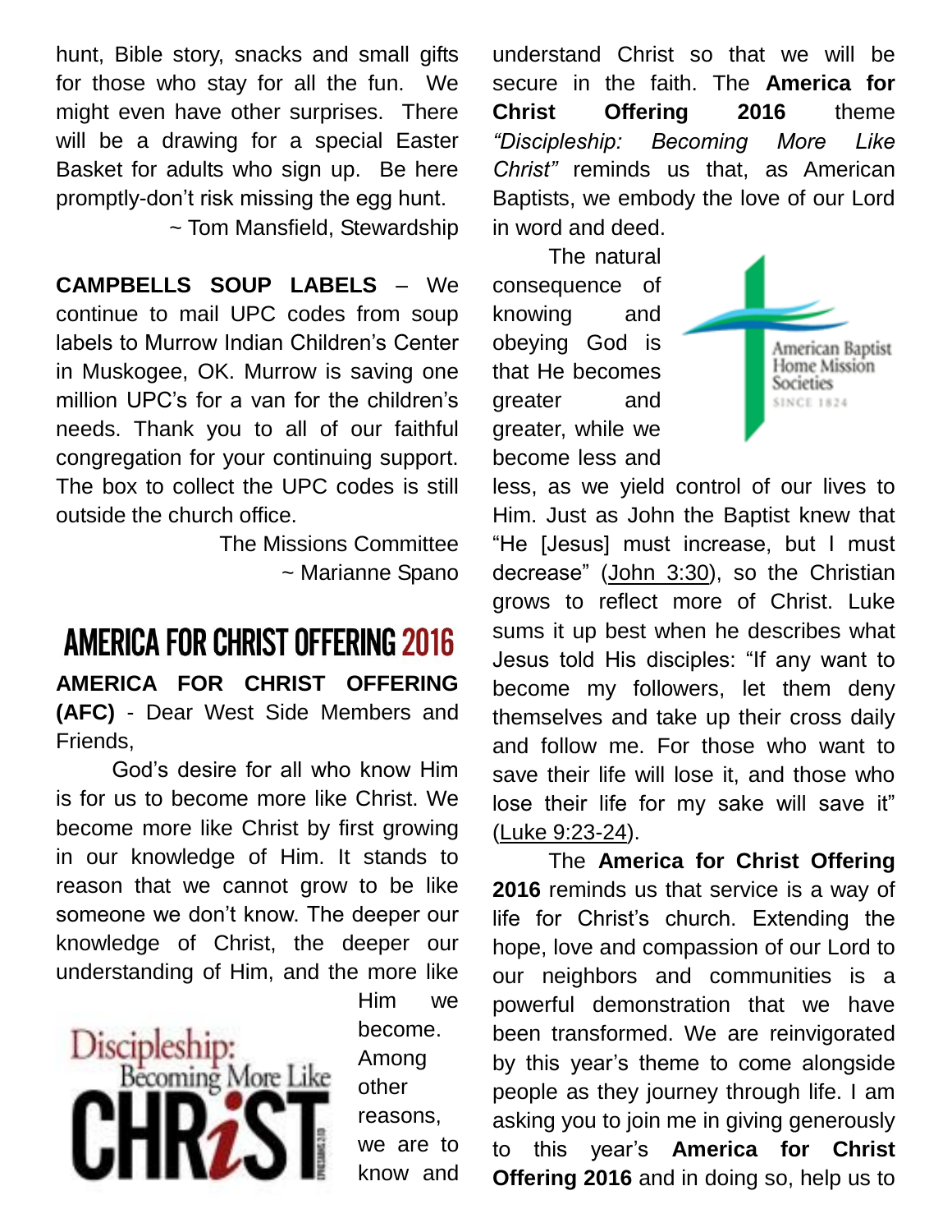hunt, Bible story, snacks and small gifts for those who stay for all the fun. We might even have other surprises. There will be a drawing for a special Easter Basket for adults who sign up. Be here promptly-don't risk missing the egg hunt.

~ Tom Mansfield, Stewardship

**CAMPBELLS SOUP LABELS** – We continue to mail UPC codes from soup labels to Murrow Indian Children's Center in Muskogee, OK. Murrow is saving one million UPC's for a van for the children's needs. Thank you to all of our faithful congregation for your continuing support. The box to collect the UPC codes is still outside the church office.

The Missions Committee
~ Marianne Spano

## AMERICA FOR CHRIST OFFERING 2016

**AMERICA FOR CHRIST OFFERING (AFC)** - Dear West Side Members and Friends,

God's desire for all who know Him is for us to become more like Christ. We become more like Christ by first growing in our knowledge of Him. It stands to reason that we cannot grow to be like someone we don't know. The deeper our knowledge of Christ, the deeper our understanding of Him, and the more like Him we become. Among other reasons, we are to know and understand Christ so that we will be secure in the faith. The **America for Christ Offering 2016** theme *"Discipleship: Becoming More Like Christ"* reminds us that, as American Baptists, we embody the love of our Lord in word and deed.

The natural consequence of knowing and obeying God is that He becomes greater and greater, while we become less and less, as we yield control of our lives to Him. Just as John the Baptist knew that "He [Jesus] must increase, but I must decrease" (John 3:30), so the Christian grows to reflect more of Christ. Luke sums it up best when he describes what Jesus told His disciples: "If any want to become my followers, let them deny themselves and take up their cross daily and follow me. For those who want to save their life will lose it, and those who lose their life for my sake will save it" (Luke 9:23-24).

The **America for Christ Offering 2016** reminds us that service is a way of life for Christ's church. Extending the hope, love and compassion of our Lord to our neighbors and communities is a powerful demonstration that we have been transformed. We are reinvigorated by this year's theme to come alongside people as they journey through life. I am asking you to join me in giving generously to this year's **America for Christ Offering 2016** and in doing so, help us to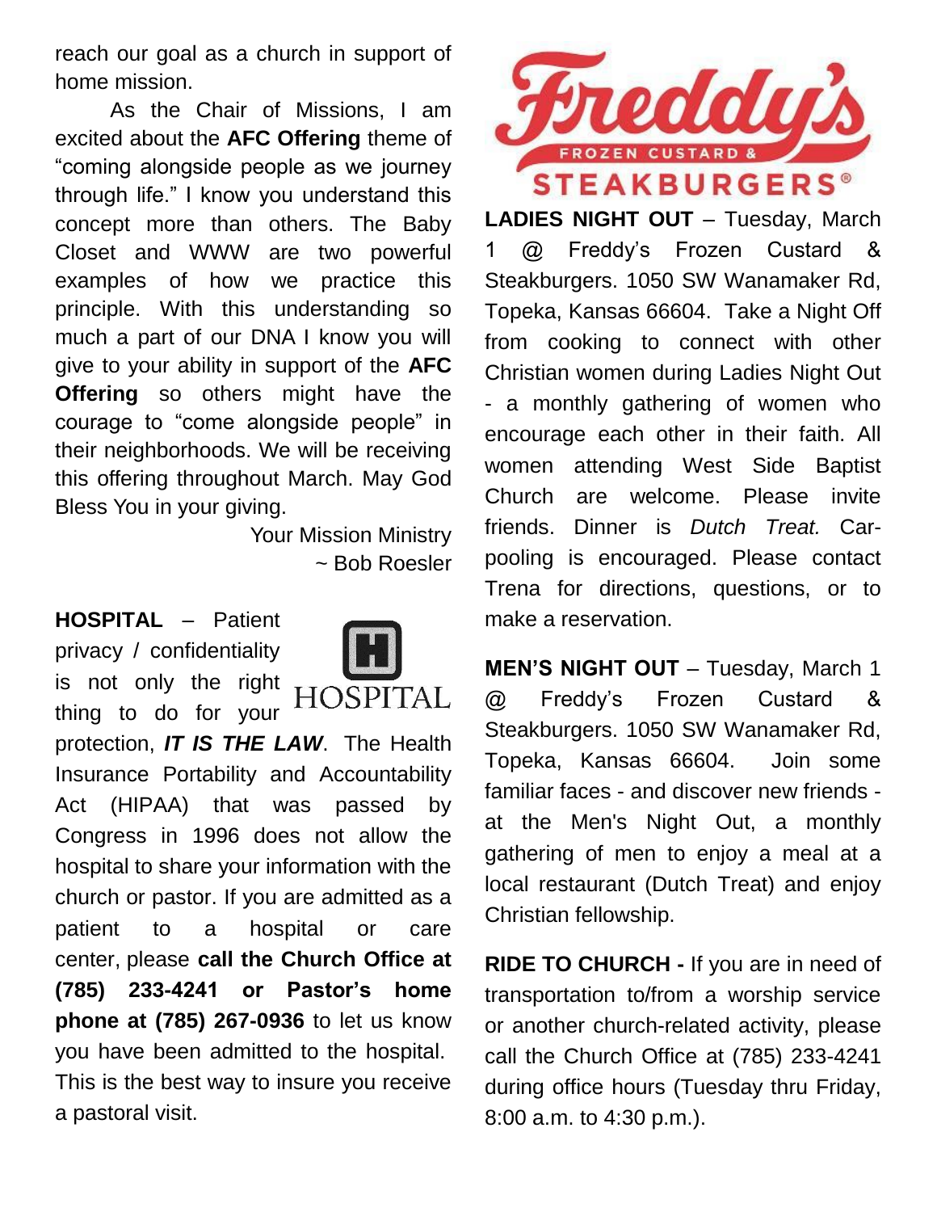reach our goal as a church in support of home mission.

As the Chair of Missions, I am excited about the **AFC Offering** theme of "coming alongside people as we journey through life." I know you understand this concept more than others. The Baby Closet and WWW are two powerful examples of how we practice this principle. With this understanding so much a part of our DNA I know you will give to your ability in support of the **AFC Offering** so others might have the courage to "come alongside people" in their neighborhoods. We will be receiving this offering throughout March. May God Bless You in your giving.

Your Mission Ministry
~ Bob Roesler

**HOSPITAL** – Patient privacy / confidentiality is not only the right thing to do for your protection, ***IT IS THE LAW***. The Health Insurance Portability and Accountability Act (HIPAA) that was passed by Congress in 1996 does not allow the hospital to share your information with the church or pastor. If you are admitted as a patient to a hospital or care center, please **call the Church Office at (785) 233-4241 or Pastor's home phone at (785) 267-0936** to let us know you have been admitted to the hospital. This is the best way to insure you receive a pastoral visit.

**LADIES NIGHT OUT** – Tuesday, March 1 @ Freddy's Frozen Custard & Steakburgers. 1050 SW Wanamaker Rd, Topeka, Kansas 66604. Take a Night Off from cooking to connect with other Christian women during Ladies Night Out - a monthly gathering of women who encourage each other in their faith. All women attending West Side Baptist Church are welcome. Please invite friends. Dinner is *Dutch Treat.* Car-pooling is encouraged. Please contact Trena for directions, questions, or to make a reservation.

**MEN'S NIGHT OUT** – Tuesday, March 1 @ Freddy's Frozen Custard & Steakburgers. 1050 SW Wanamaker Rd, Topeka, Kansas 66604. Join some familiar faces - and discover new friends - at the Men's Night Out, a monthly gathering of men to enjoy a meal at a local restaurant (Dutch Treat) and enjoy Christian fellowship.

**RIDE TO CHURCH -** If you are in need of transportation to/from a worship service or another church-related activity, please call the Church Office at (785) 233-4241 during office hours (Tuesday thru Friday, 8:00 a.m. to 4:30 p.m.).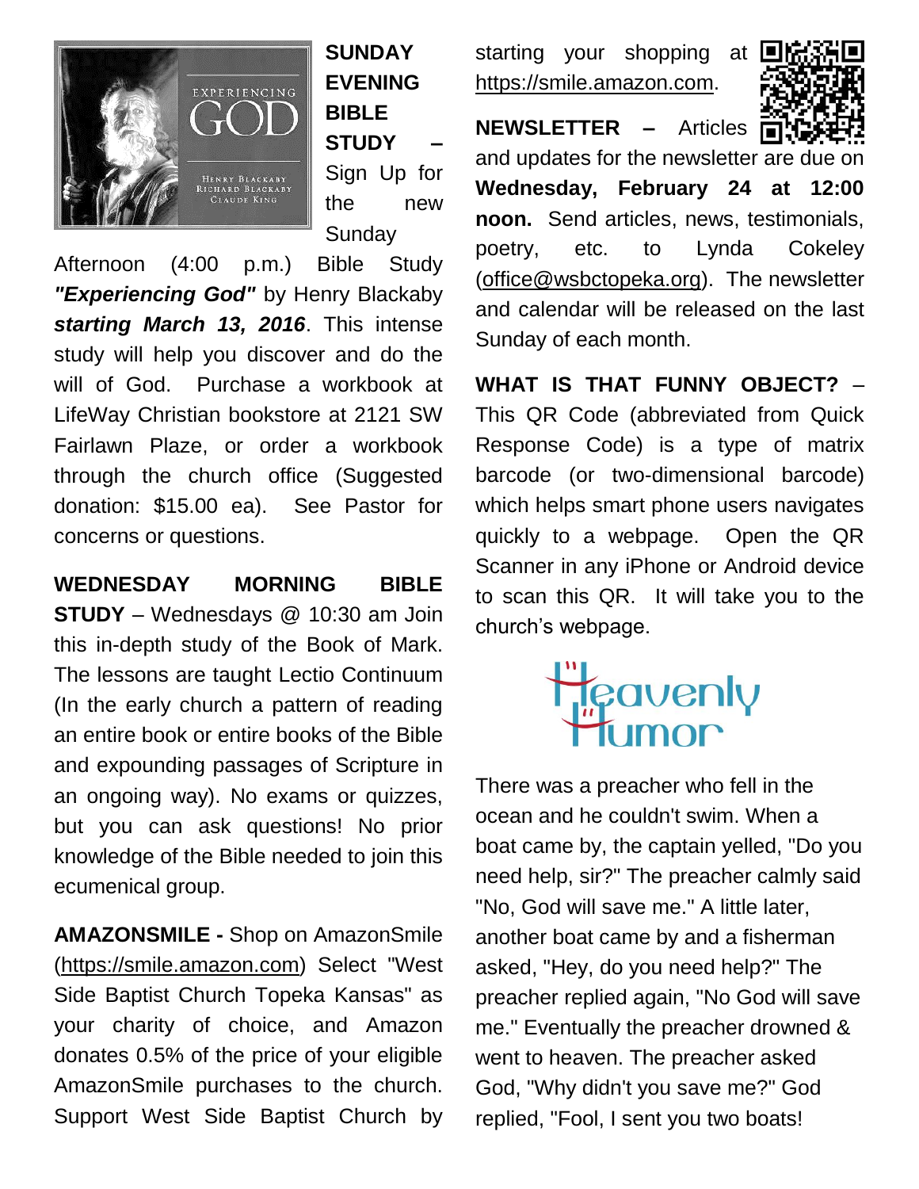**SUNDAY EVENING BIBLE STUDY** – Sign Up for the new Sunday Afternoon (4:00 p.m.) Bible Study ***"Experiencing God"*** by Henry Blackaby ***starting March 13, 2016***. This intense study will help you discover and do the will of God. Purchase a workbook at LifeWay Christian bookstore at 2121 SW Fairlawn Plaze, or order a workbook through the church office (Suggested donation: $15.00 ea). See Pastor for concerns or questions.

**WEDNESDAY MORNING BIBLE STUDY** – Wednesdays @ 10:30 am Join this in-depth study of the Book of Mark. The lessons are taught Lectio Continuum (In the early church a pattern of reading an entire book or entire books of the Bible and expounding passages of Scripture in an ongoing way). No exams or quizzes, but you can ask questions! No prior knowledge of the Bible needed to join this ecumenical group.

**AMAZONSMILE -** Shop on AmazonSmile (https://smile.amazon.com) Select "West Side Baptist Church Topeka Kansas" as your charity of choice, and Amazon donates 0.5% of the price of your eligible AmazonSmile purchases to the church. Support West Side Baptist Church by starting your shopping at https://smile.amazon.com.

**NEWSLETTER –** Articles and updates for the newsletter are due on **Wednesday, February 24 at 12:00 noon.** Send articles, news, testimonials, poetry, etc. to Lynda Cokeley (office@wsbctopeka.org). The newsletter and calendar will be released on the last Sunday of each month.

**WHAT IS THAT FUNNY OBJECT?** – This QR Code (abbreviated from Quick Response Code) is a type of matrix barcode (or two-dimensional barcode) which helps smart phone users navigates quickly to a webpage. Open the QR Scanner in any iPhone or Android device to scan this QR. It will take you to the church's webpage.

## Heavenly Humor

There was a preacher who fell in the ocean and he couldn't swim. When a boat came by, the captain yelled, "Do you need help, sir?" The preacher calmly said "No, God will save me." A little later, another boat came by and a fisherman asked, "Hey, do you need help?" The preacher replied again, "No God will save me." Eventually the preacher drowned & went to heaven. The preacher asked God, "Why didn't you save me?" God replied, "Fool, I sent you two boats!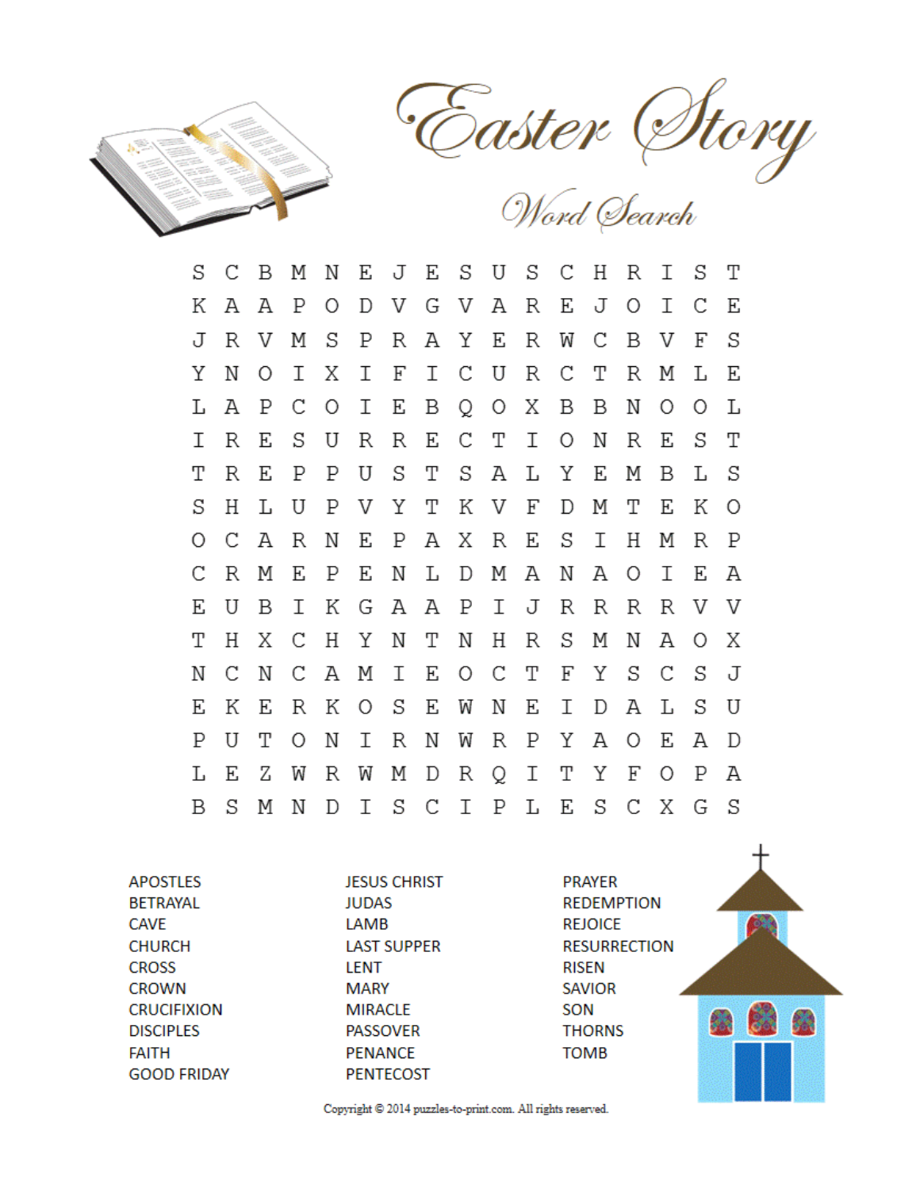# Easter Story

## Word Search

```
S C B M N E J E S U S C H R I S T
K A A P O D V G V A R E J O I C E
J R V M S P R A Y E R W C B V F S
Y N O I X I F I C U R C T R M L E
L A P C O I E B Q O X B B N O O L
I R E S U R R E C T I O N R E S T
T R E P P U S T S A L Y E M B L S
S H L U P V Y T K V F D M T E K O
O C A R N E P A X R E S I H M R P
C R M E P E N L D M A N A O I E A
E U B I K G A A P I J R R R R V V
T H X C H Y N T N H R S M N A O X
N C N C A M I E O C T F Y S C S J
E K E R K O S E W N E I D A L S U
P U T O N I R N W R P Y A O E A D
L E Z W R W M D R Q I T Y F O P A
B S M N D I S C I P L E S C X G S
```

| | | |
|---|---|---|
| APOSTLES | JESUS CHRIST | PRAYER |
| BETRAYAL | JUDAS | REDEMPTION |
| CAVE | LAMB | REJOICE |
| CHURCH | LAST SUPPER | RESURRECTION |
| CROSS | LENT | RISEN |
| CROWN | MARY | SAVIOR |
| CRUCIFIXION | MIRACLE | SON |
| DISCIPLES | PASSOVER | THORNS |
| FAITH | PENANCE | TOMB |
| GOOD FRIDAY | PENTECOST | |

Copyright © 2014 puzzles-to-print.com. All rights reserved.